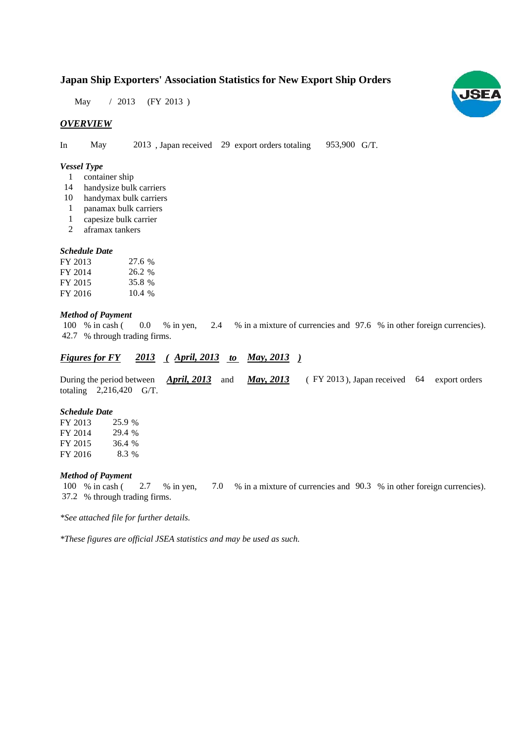# Japan Ship Exporters' Association Statistics for New Export Ship Orders

May / 2013 (FY 2013 )

## *OVERVIEW*

In May 2013 , Japan received 29 export orders totaling 953,900 G/T.

### *Vessel Type*

- 1 container ship
- 14 handysize bulk carriers
- 10 handymax bulk carriers
- 1 panamax bulk carriers
- 1 capesize bulk carrier
- 2 aframax tankers

### *Schedule Date*

| | |
|---|---|
| FY 2013 | 27.6 % |
| FY 2014 | 26.2 % |
| FY 2015 | 35.8 % |
| FY 2016 | 10.4 % |

### *Method of Payment*

100 % in cash ( 0.0 % in yen, 2.4 % in a mixture of currencies and 97.6 % in other foreign currencies).
42.7 % through trading firms.

## *Figures for FY 2013 ( April, 2013 to May, 2013 )*

During the period between ***April, 2013*** and ***May, 2013*** ( FY 2013 ), Japan received 64 export orders totaling 2,216,420 G/T.

### *Schedule Date*

| | |
|---|---|
| FY 2013 | 25.9 % |
| FY 2014 | 29.4 % |
| FY 2015 | 36.4 % |
| FY 2016 | 8.3 % |

### *Method of Payment*

100 % in cash ( 2.7 % in yen, 7.0 % in a mixture of currencies and 90.3 % in other foreign currencies).
37.2 % through trading firms.

*\*See attached file for further details.*

*\*These figures are official JSEA statistics and may be used as such.*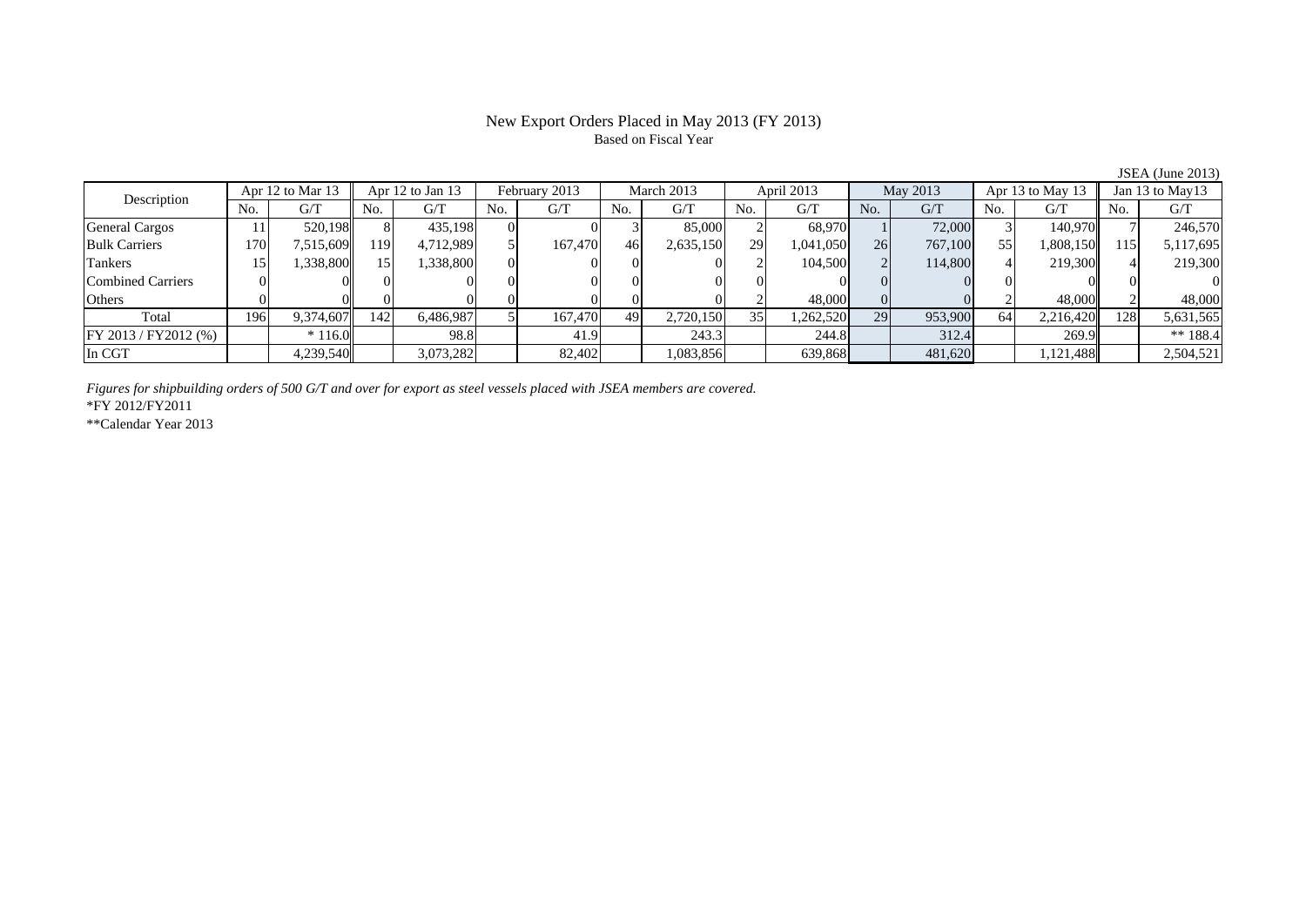# New Export Orders Placed in May 2013 (FY 2013)

Based on Fiscal Year

JSEA (June 2013)

| Description | Apr 12 to Mar 13 | | Apr 12 to Jan 13 | | February 2013 | | March 2013 | | April 2013 | | May 2013 | | Apr 13 to May 13 | | Jan 13 to May13 | |
|---|---|---|---|---|---|---|---|---|---|---|---|---|---|---|---|---|
| | No. | G/T | No. | G/T | No. | G/T | No. | G/T | No. | G/T | No. | G/T | No. | G/T | No. | G/T |
| General Cargos | 11 | 520,198 | 8 | 435,198 | 0 | 0 | 3 | 85,000 | 2 | 68,970 | 1 | 72,000 | 3 | 140,970 | 7 | 246,570 |
| Bulk Carriers | 170 | 7,515,609 | 119 | 4,712,989 | 5 | 167,470 | 46 | 2,635,150 | 29 | 1,041,050 | 26 | 767,100 | 55 | 1,808,150 | 115 | 5,117,695 |
| Tankers | 15 | 1,338,800 | 15 | 1,338,800 | 0 | 0 | 0 | 0 | 2 | 104,500 | 2 | 114,800 | 4 | 219,300 | 4 | 219,300 |
| Combined Carriers | 0 | 0 | 0 | 0 | 0 | 0 | 0 | 0 | 0 | 0 | 0 | 0 | 0 | 0 | 0 | 0 |
| Others | 0 | 0 | 0 | 0 | 0 | 0 | 0 | 0 | 2 | 48,000 | 0 | 0 | 2 | 48,000 | 2 | 48,000 |
| Total | 196 | 9,374,607 | 142 | 6,486,987 | 5 | 167,470 | 49 | 2,720,150 | 35 | 1,262,520 | 29 | 953,900 | 64 | 2,216,420 | 128 | 5,631,565 |
| FY 2013 / FY2012 (%) | | * 116.0 | | 98.8 | | 41.9 | | 243.3 | | 244.8 | | 312.4 | | 269.9 | | ** 188.4 |
| In CGT | | 4,239,540 | | 3,073,282 | | 82,402 | | 1,083,856 | | 639,868 | | 481,620 | | 1,121,488 | | 2,504,521 |

*Figures for shipbuilding orders of 500 G/T and over for export as steel vessels placed with JSEA members are covered.*

*FY 2012/FY2011

**Calendar Year 2013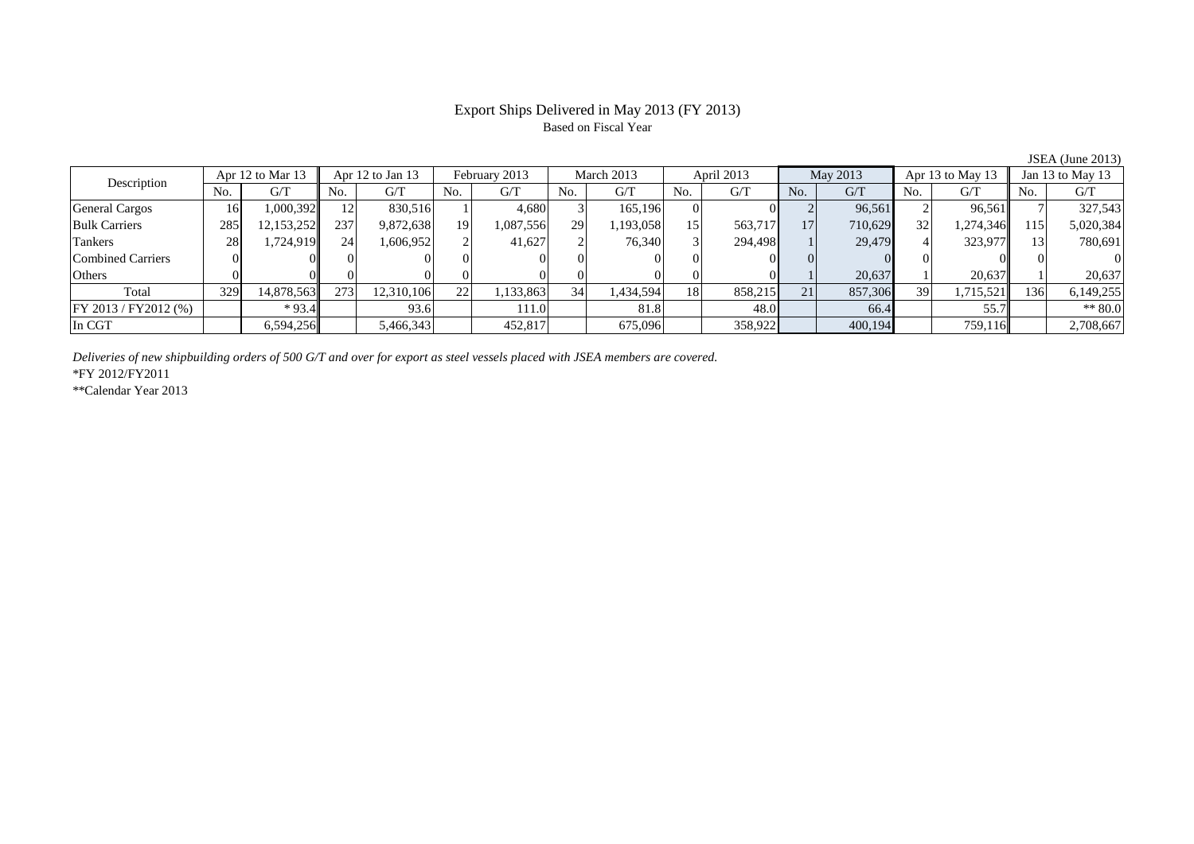# Export Ships Delivered in May 2013 (FY 2013)

Based on Fiscal Year

JSEA (June 2013)

| Description | Apr 12 to Mar 13 | | Apr 12 to Jan 13 | | February 2013 | | March 2013 | | April 2013 | | May 2013 | | Apr 13 to May 13 | | Jan 13 to May 13 | |
|---|---|---|---|---|---|---|---|---|---|---|---|---|---|---|---|---|
| | No. | G/T | No. | G/T | No. | G/T | No. | G/T | No. | G/T | No. | G/T | No. | G/T | No. | G/T |
| General Cargos | 16 | 1,000,392 | 12 | 830,516 | 1 | 4,680 | 3 | 165,196 | 0 | 0 | 2 | 96,561 | 2 | 96,561 | 7 | 327,543 |
| Bulk Carriers | 285 | 12,153,252 | 237 | 9,872,638 | 19 | 1,087,556 | 29 | 1,193,058 | 15 | 563,717 | 17 | 710,629 | 32 | 1,274,346 | 115 | 5,020,384 |
| Tankers | 28 | 1,724,919 | 24 | 1,606,952 | 2 | 41,627 | 2 | 76,340 | 3 | 294,498 | 1 | 29,479 | 4 | 323,977 | 13 | 780,691 |
| Combined Carriers | 0 | 0 | 0 | 0 | 0 | 0 | 0 | 0 | 0 | 0 | 0 | 0 | 0 | 0 | 0 | 0 |
| Others | 0 | 0 | 0 | 0 | 0 | 0 | 0 | 0 | 0 | 0 | 1 | 20,637 | 1 | 20,637 | 1 | 20,637 |
| Total | 329 | 14,878,563 | 273 | 12,310,106 | 22 | 1,133,863 | 34 | 1,434,594 | 18 | 858,215 | 21 | 857,306 | 39 | 1,715,521 | 136 | 6,149,255 |
| FY 2013 / FY2012 (%) | | * 93.4 | | 93.6 | | 111.0 | | 81.8 | | 48.0 | | 66.4 | | 55.7 | | ** 80.0 |
| In CGT | | 6,594,256 | | 5,466,343 | | 452,817 | | 675,096 | | 358,922 | | 400,194 | | 759,116 | | 2,708,667 |

*Deliveries of new shipbuilding orders of 500 G/T and over for export as steel vessels placed with JSEA members are covered.*

*FY 2012/FY2011

**Calendar Year 2013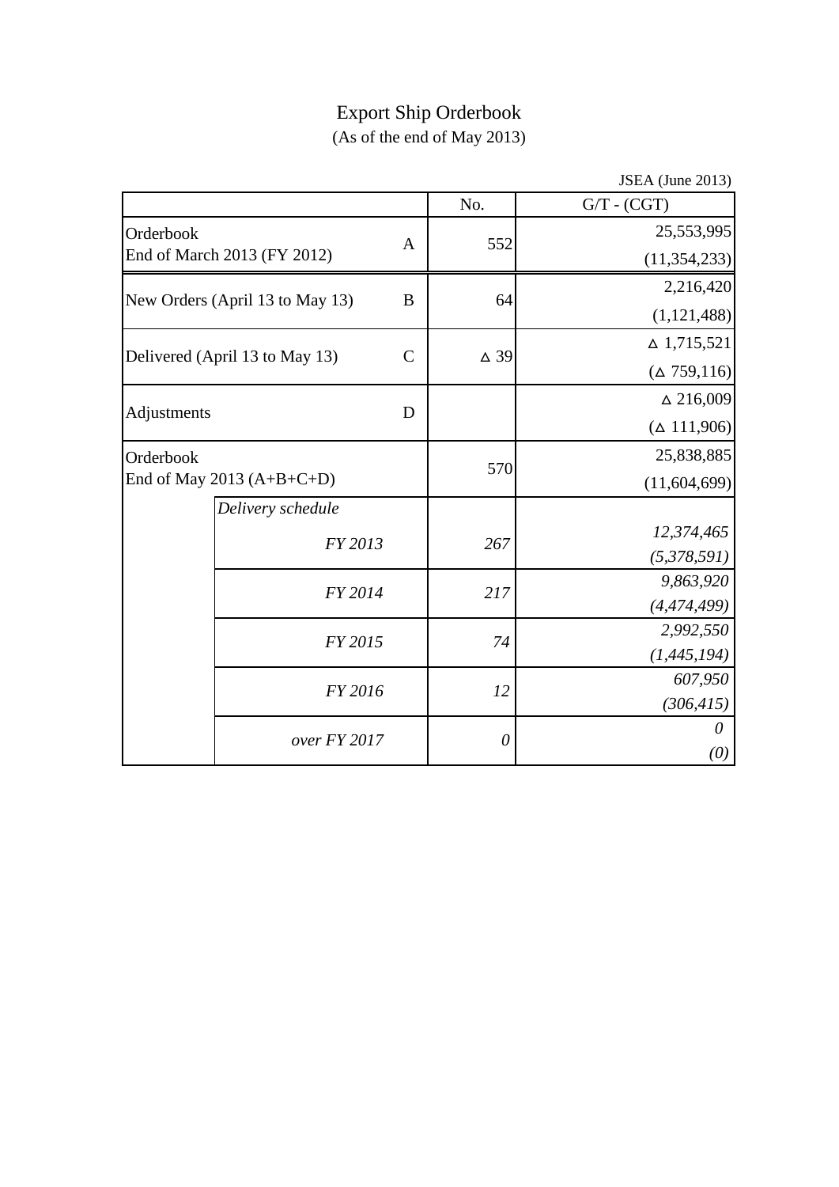# Export Ship Orderbook

(As of the end of May 2013)

JSEA (June 2013)

| | | | No. | G/T - (CGT) |
|---|---|---|---|---|
| Orderbook<br>End of March 2013 (FY 2012) | | A | 552 | 25,553,995<br>(11,354,233) |
| New Orders (April 13 to May 13) | | B | 64 | 2,216,420<br>(1,121,488) |
| Delivered (April 13 to May 13) | | C | ∆ 39 | ∆ 1,715,521<br>(∆ 759,116) |
| Adjustments | | D | | ∆ 216,009<br>(∆ 111,906) |
| Orderbook<br>End of May 2013 (A+B+C+D) | | | 570 | 25,838,885<br>(11,604,699) |
| | *Delivery schedule* | | | |
| | *FY 2013* | | *267* | *12,374,465*<br>*(5,378,591)* |
| | *FY 2014* | | *217* | *9,863,920*<br>*(4,474,499)* |
| | *FY 2015* | | *74* | *2,992,550*<br>*(1,445,194)* |
| | *FY 2016* | | *12* | *607,950*<br>*(306,415)* |
| | *over FY 2017* | | *0* | *0*<br>*(0)* |